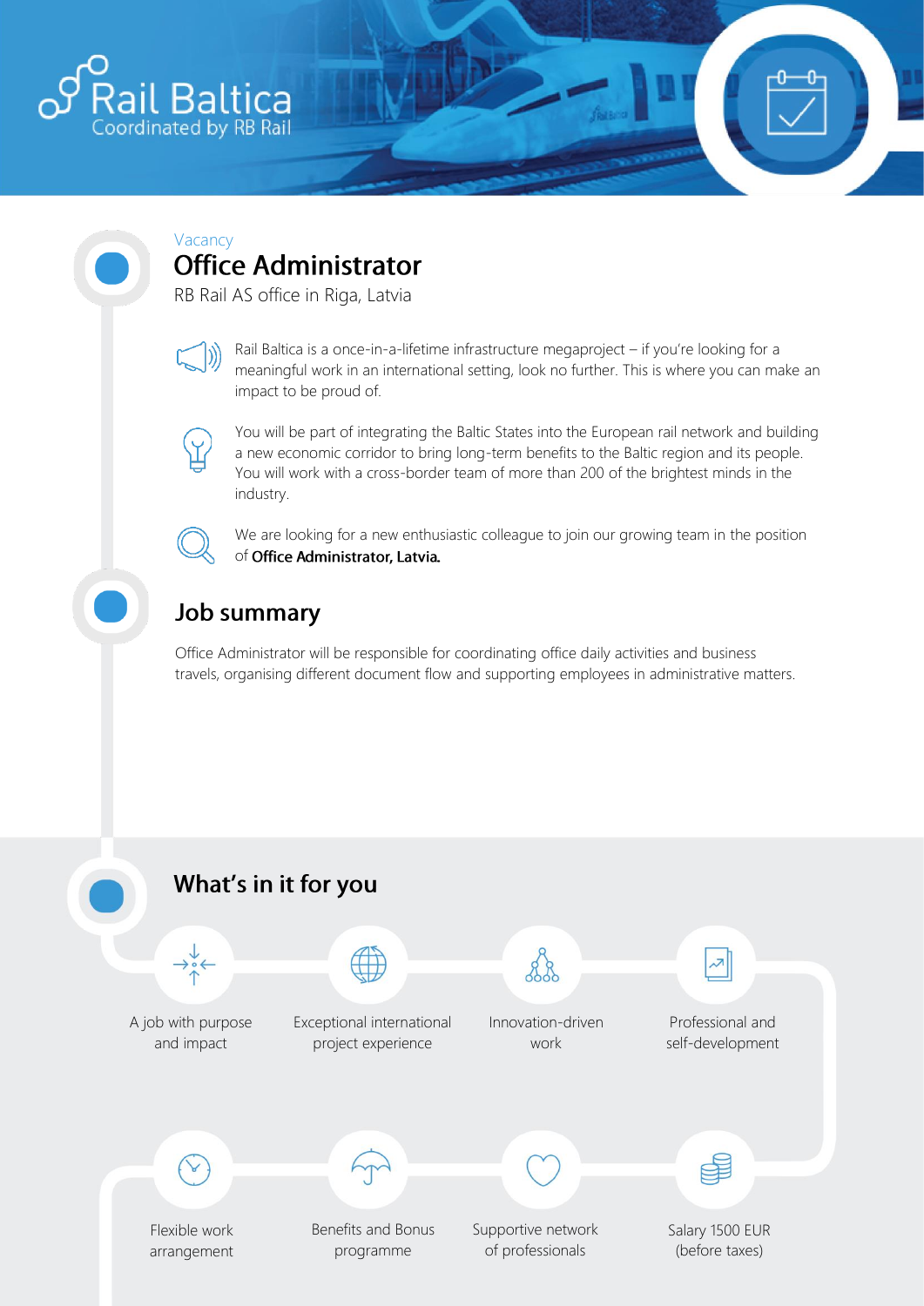Rail Baltica
Coordinated by RB Rail

Vacancy

# Office Administrator

RB Rail AS office in Riga, Latvia

Rail Baltica is a once-in-a-lifetime infrastructure megaproject – if you're looking for a meaningful work in an international setting, look no further. This is where you can make an impact to be proud of.

You will be part of integrating the Baltic States into the European rail network and building a new economic corridor to bring long-term benefits to the Baltic region and its people. You will work with a cross-border team of more than 200 of the brightest minds in the industry.

We are looking for a new enthusiastic colleague to join our growing team in the position of **Office Administrator, Latvia.**

## Job summary

Office Administrator will be responsible for coordinating office daily activities and business travels, organising different document flow and supporting employees in administrative matters.

## What's in it for you

- A job with purpose and impact
- Exceptional international project experience
- Innovation-driven work
- Professional and self-development
- Flexible work arrangement
- Benefits and Bonus programme
- Supportive network of professionals
- Salary 1500 EUR (before taxes)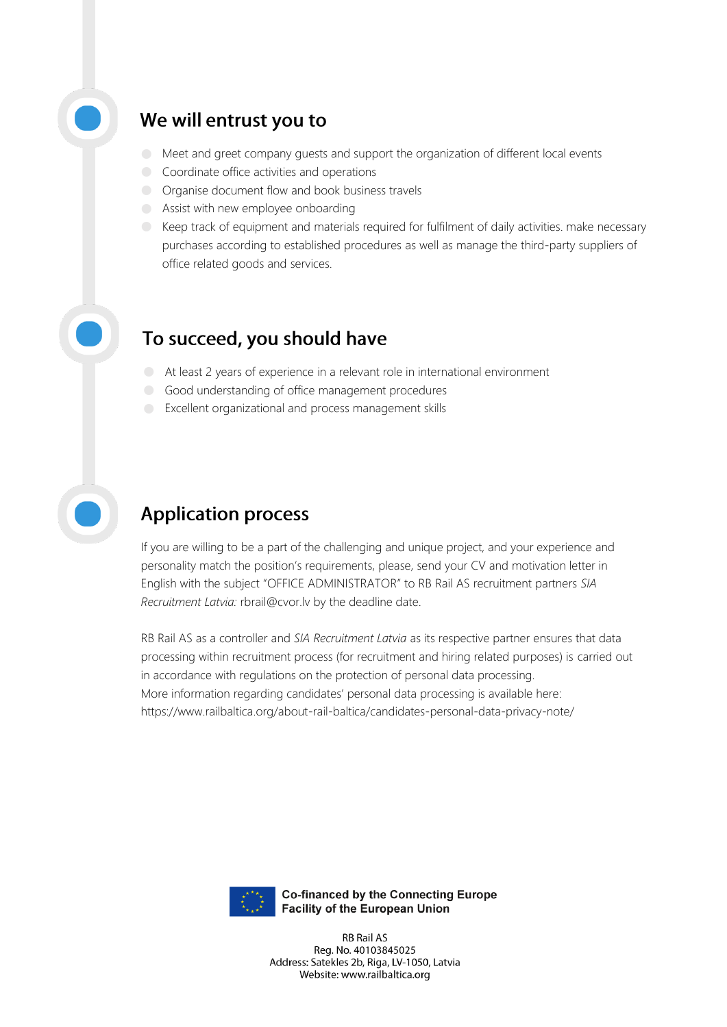## We will entrust you to

- Meet and greet company guests and support the organization of different local events
- Coordinate office activities and operations
- Organise document flow and book business travels
- Assist with new employee onboarding
- Keep track of equipment and materials required for fulfilment of daily activities. make necessary purchases according to established procedures as well as manage the third-party suppliers of office related goods and services.

## To succeed, you should have

- At least 2 years of experience in a relevant role in international environment
- Good understanding of office management procedures
- Excellent organizational and process management skills

## Application process

If you are willing to be a part of the challenging and unique project, and your experience and personality match the position's requirements, please, send your CV and motivation letter in English with the subject "OFFICE ADMINISTRATOR" to RB Rail AS recruitment partners *SIA Recruitment Latvia:* rbrail@cvor.lv by the deadline date.

RB Rail AS as a controller and *SIA Recruitment Latvia* as its respective partner ensures that data processing within recruitment process (for recruitment and hiring related purposes) is carried out in accordance with regulations on the protection of personal data processing.
More information regarding candidates' personal data processing is available here: https://www.railbaltica.org/about-rail-baltica/candidates-personal-data-privacy-note/

**Co-financed by the Connecting Europe Facility of the European Union**

RB Rail AS
Reg. No. 40103845025
Address: Satekles 2b, Riga, LV-1050, Latvia
Website: www.railbaltica.org